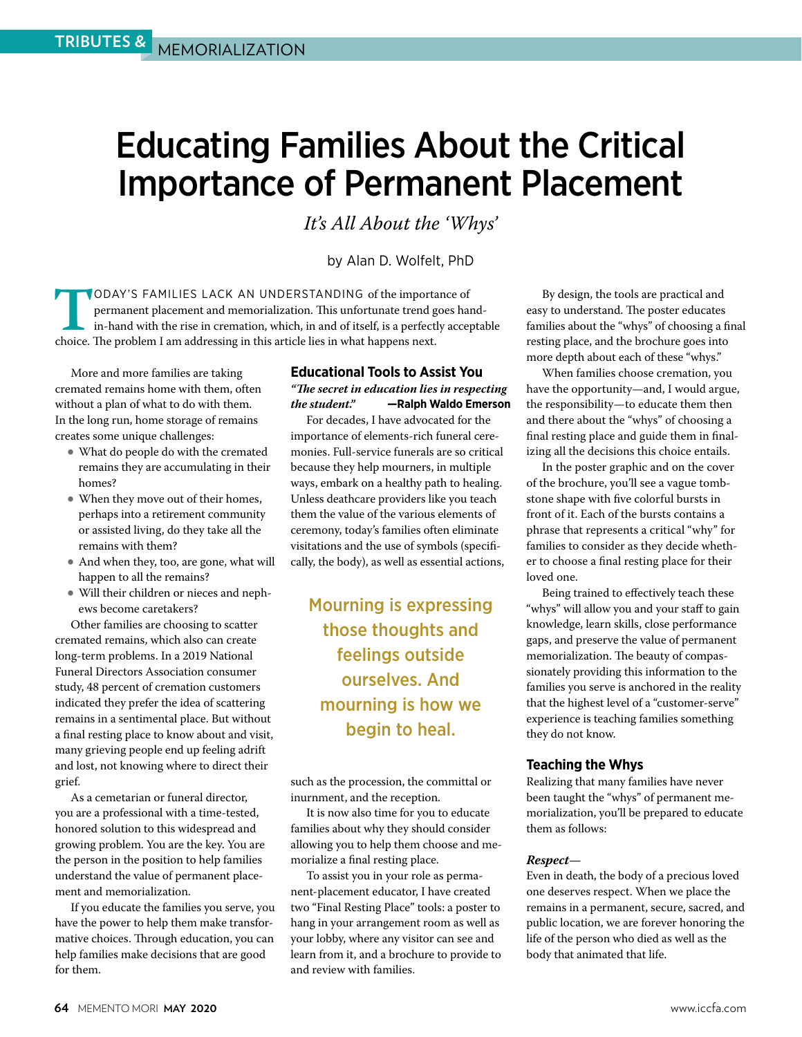# Educating Families About the Critical Importance of Permanent Placement

*It's All About the 'Whys'*

by Alan D. Wolfelt, PhD

TODAY'S FAMILIES LACK AN UNDERSTANDING of the importance of permanent placement and memorialization. This unfortunate trend goes hand-in-hand with the rise in cremation, which, in and of itself, is a perfectly acceptable choice. The problem I am addressing in this article lies in what happens next.

More and more families are taking cremated remains home with them, often without a plan of what to do with them. In the long run, home storage of remains creates some unique challenges:

- What do people do with the cremated remains they are accumulating in their homes?
- When they move out of their homes, perhaps into a retirement community or assisted living, do they take all the remains with them?
- And when they, too, are gone, what will happen to all the remains?
- Will their children or nieces and nephews become caretakers?

Other families are choosing to scatter cremated remains, which also can create long-term problems. In a 2019 National Funeral Directors Association consumer study, 48 percent of cremation customers indicated they prefer the idea of scattering remains in a sentimental place. But without a final resting place to know about and visit, many grieving people end up feeling adrift and lost, not knowing where to direct their grief.

As a cemetarian or funeral director, you are a professional with a time-tested, honored solution to this widespread and growing problem. You are the key. You are the person in the position to help families understand the value of permanent placement and memorialization.

If you educate the families you serve, you have the power to help them make transformative choices. Through education, you can help families make decisions that are good for them.

## Educational Tools to Assist You

***"The secret in education lies in respecting the student."*** **—Ralph Waldo Emerson**

For decades, I have advocated for the importance of elements-rich funeral ceremonies. Full-service funerals are so critical because they help mourners, in multiple ways, embark on a healthy path to healing. Unless deathcare providers like you teach them the value of the various elements of ceremony, today's families often eliminate visitations and the use of symbols (specifically, the body), as well as essential actions, such as the procession, the committal or inurnment, and the reception.

> Mourning is expressing those thoughts and feelings outside ourselves. And mourning is how we begin to heal.

It is now also time for you to educate families about why they should consider allowing you to help them choose and memorialize a final resting place.

To assist you in your role as permanent-placement educator, I have created two "Final Resting Place" tools: a poster to hang in your arrangement room as well as your lobby, where any visitor can see and learn from it, and a brochure to provide to and review with families.

By design, the tools are practical and easy to understand. The poster educates families about the "whys" of choosing a final resting place, and the brochure goes into more depth about each of these "whys."

When families choose cremation, you have the opportunity—and, I would argue, the responsibility—to educate them then and there about the "whys" of choosing a final resting place and guide them in finalizing all the decisions this choice entails.

In the poster graphic and on the cover of the brochure, you'll see a vague tombstone shape with five colorful bursts in front of it. Each of the bursts contains a phrase that represents a critical "why" for families to consider as they decide whether to choose a final resting place for their loved one.

Being trained to effectively teach these "whys" will allow you and your staff to gain knowledge, learn skills, close performance gaps, and preserve the value of permanent memorialization. The beauty of compassionately providing this information to the families you serve is anchored in the reality that the highest level of a "customer-serve" experience is teaching families something they do not know.

## Teaching the Whys

Realizing that many families have never been taught the "whys" of permanent memorialization, you'll be prepared to educate them as follows:

***Respect—***

Even in death, the body of a precious loved one deserves respect. When we place the remains in a permanent, secure, sacred, and public location, we are forever honoring the life of the person who died as well as the body that animated that life.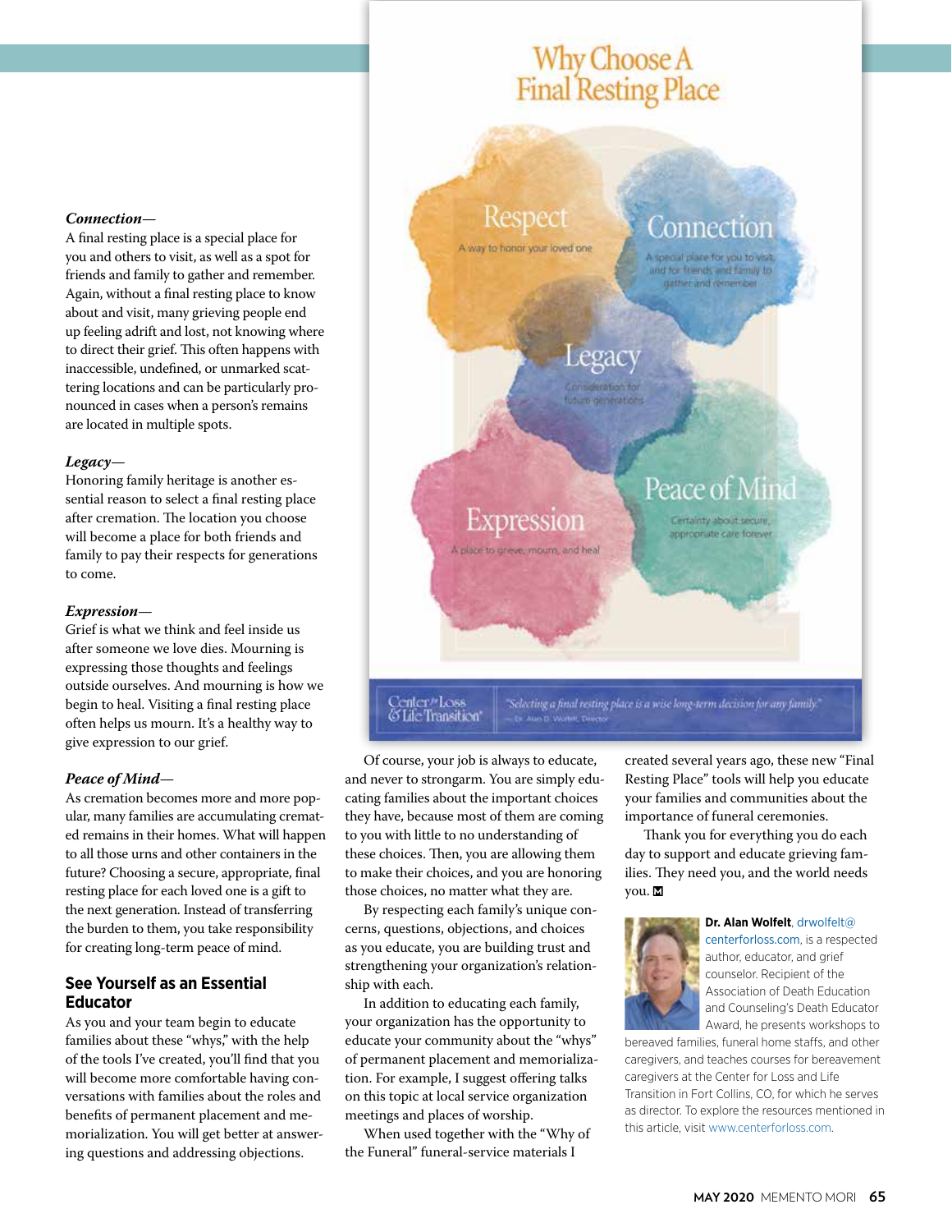***Connection—***
A final resting place is a special place for you and others to visit, as well as a spot for friends and family to gather and remember. Again, without a final resting place to know about and visit, many grieving people end up feeling adrift and lost, not knowing where to direct their grief. This often happens with inaccessible, undefined, or unmarked scattering locations and can be particularly pronounced in cases when a person's remains are located in multiple spots.

***Legacy—***
Honoring family heritage is another essential reason to select a final resting place after cremation. The location you choose will become a place for both friends and family to pay their respects for generations to come.

***Expression—***
Grief is what we think and feel inside us after someone we love dies. Mourning is expressing those thoughts and feelings outside ourselves. And mourning is how we begin to heal. Visiting a final resting place often helps us mourn. It's a healthy way to give expression to our grief.

***Peace of Mind—***
As cremation becomes more and more popular, many families are accumulating cremated remains in their homes. What will happen to all those urns and other containers in the future? Choosing a secure, appropriate, final resting place for each loved one is a gift to the next generation. Instead of transferring the burden to them, you take responsibility for creating long-term peace of mind.

Why Choose A Final Resting Place

Respect
A way to honor your loved one

Connection
A special place for you to visit, and for friends and family to gather and remember

Legacy
Consideration for future generations

Expression
A place to grieve, mourn, and heal

Peace of Mind
Certainty about secure, appropriate care forever

Center for Loss & Life Transition

"Selecting a final resting place is a wise long-term decision for any family."
— Dr. Alan D. Wolfelt, Director

## See Yourself as an Essential Educator

As you and your team begin to educate families about these "whys," with the help of the tools I've created, you'll find that you will become more comfortable having conversations with families about the roles and benefits of permanent placement and memorialization. You will get better at answering questions and addressing objections.

Of course, your job is always to educate, and never to strongarm. You are simply educating families about the important choices they have, because most of them are coming to you with little to no understanding of these choices. Then, you are allowing them to make their choices, and you are honoring those choices, no matter what they are.

By respecting each family's unique concerns, questions, objections, and choices as you educate, you are building trust and strengthening your organization's relationship with each.

In addition to educating each family, your organization has the opportunity to educate your community about the "whys" of permanent placement and memorialization. For example, I suggest offering talks on this topic at local service organization meetings and places of worship.

When used together with the "Why of the Funeral" funeral-service materials I created several years ago, these new "Final Resting Place" tools will help you educate your families and communities about the importance of funeral ceremonies.

Thank you for everything you do each day to support and educate grieving families. They need you, and the world needs you.

**Dr. Alan Wolfelt**, drwolfelt@centerforloss.com, is a respected author, educator, and grief counselor. Recipient of the Association of Death Education and Counseling's Death Educator Award, he presents workshops to bereaved families, funeral home staffs, and other caregivers, and teaches courses for bereavement caregivers at the Center for Loss and Life Transition in Fort Collins, CO, for which he serves as director. To explore the resources mentioned in this article, visit www.centerforloss.com.